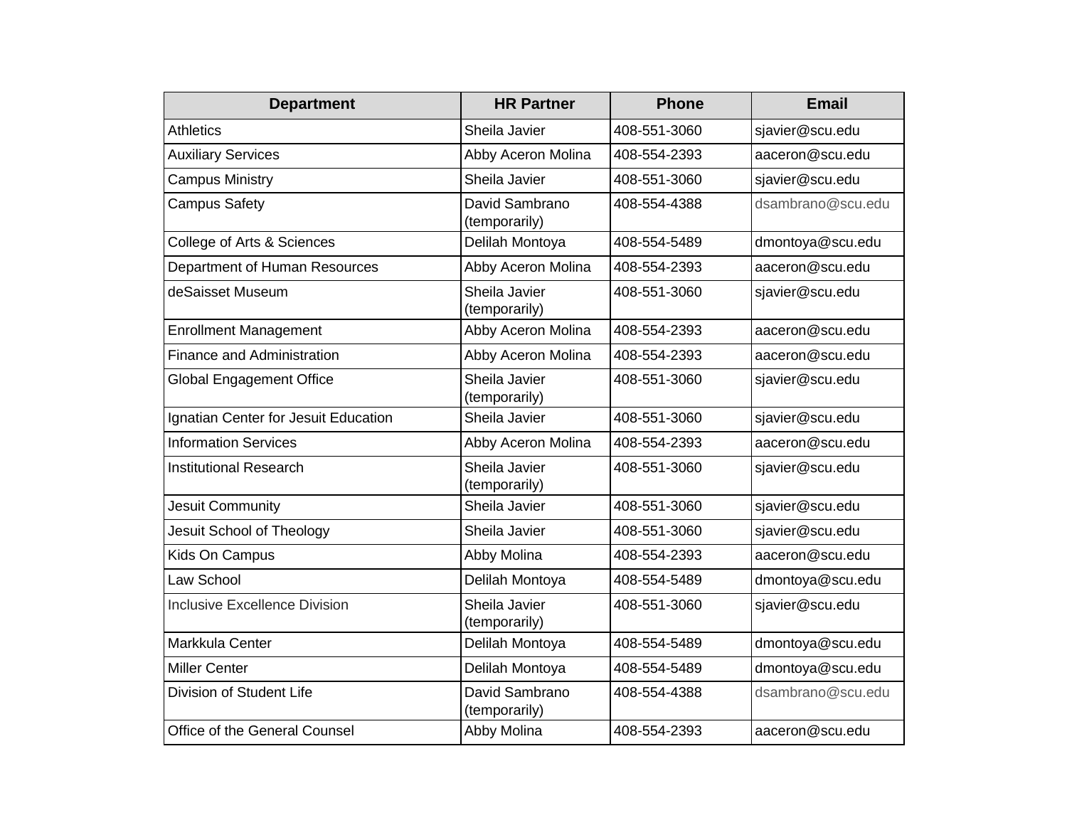| Department | HR Partner | Phone | Email |
| --- | --- | --- | --- |
| Athletics | Sheila Javier | 408-551-3060 | sjavier@scu.edu |
| Auxiliary Services | Abby Aceron Molina | 408-554-2393 | aaceron@scu.edu |
| Campus Ministry | Sheila Javier | 408-551-3060 | sjavier@scu.edu |
| Campus Safety | David Sambrano (temporarily) | 408-554-4388 | dsambrano@scu.edu |
| College of Arts & Sciences | Delilah Montoya | 408-554-5489 | dmontoya@scu.edu |
| Department of Human Resources | Abby Aceron Molina | 408-554-2393 | aaceron@scu.edu |
| deSaisset Museum | Sheila Javier (temporarily) | 408-551-3060 | sjavier@scu.edu |
| Enrollment Management | Abby Aceron Molina | 408-554-2393 | aaceron@scu.edu |
| Finance and Administration | Abby Aceron Molina | 408-554-2393 | aaceron@scu.edu |
| Global Engagement Office | Sheila Javier (temporarily) | 408-551-3060 | sjavier@scu.edu |
| Ignatian Center for Jesuit Education | Sheila Javier | 408-551-3060 | sjavier@scu.edu |
| Information Services | Abby Aceron Molina | 408-554-2393 | aaceron@scu.edu |
| Institutional Research | Sheila Javier (temporarily) | 408-551-3060 | sjavier@scu.edu |
| Jesuit Community | Sheila Javier | 408-551-3060 | sjavier@scu.edu |
| Jesuit School of Theology | Sheila Javier | 408-551-3060 | sjavier@scu.edu |
| Kids On Campus | Abby Molina | 408-554-2393 | aaceron@scu.edu |
| Law School | Delilah Montoya | 408-554-5489 | dmontoya@scu.edu |
| Inclusive Excellence Division | Sheila Javier (temporarily) | 408-551-3060 | sjavier@scu.edu |
| Markkula Center | Delilah Montoya | 408-554-5489 | dmontoya@scu.edu |
| Miller Center | Delilah Montoya | 408-554-5489 | dmontoya@scu.edu |
| Division of Student Life | David Sambrano (temporarily) | 408-554-4388 | dsambrano@scu.edu |
| Office of the General Counsel | Abby Molina | 408-554-2393 | aaceron@scu.edu |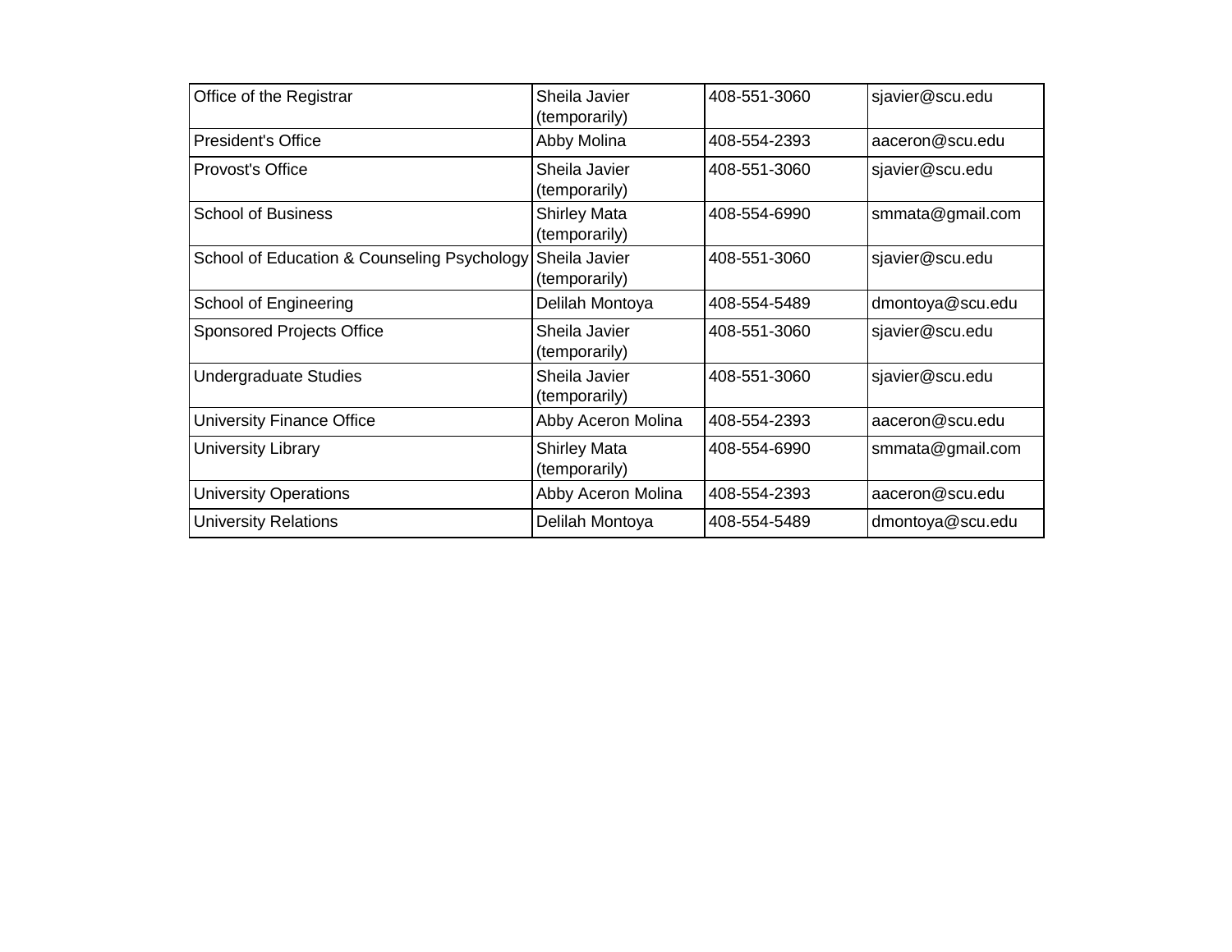| | | | |
|---|---|---|---|
| Office of the Registrar | Sheila Javier (temporarily) | 408-551-3060 | sjavier@scu.edu |
| President's Office | Abby Molina | 408-554-2393 | aaceron@scu.edu |
| Provost's Office | Sheila Javier (temporarily) | 408-551-3060 | sjavier@scu.edu |
| School of Business | Shirley Mata (temporarily) | 408-554-6990 | smmata@gmail.com |
| School of Education & Counseling Psychology | Sheila Javier (temporarily) | 408-551-3060 | sjavier@scu.edu |
| School of Engineering | Delilah Montoya | 408-554-5489 | dmontoya@scu.edu |
| Sponsored Projects Office | Sheila Javier (temporarily) | 408-551-3060 | sjavier@scu.edu |
| Undergraduate Studies | Sheila Javier (temporarily) | 408-551-3060 | sjavier@scu.edu |
| University Finance Office | Abby Aceron Molina | 408-554-2393 | aaceron@scu.edu |
| University Library | Shirley Mata (temporarily) | 408-554-6990 | smmata@gmail.com |
| University Operations | Abby Aceron Molina | 408-554-2393 | aaceron@scu.edu |
| University Relations | Delilah Montoya | 408-554-5489 | dmontoya@scu.edu |